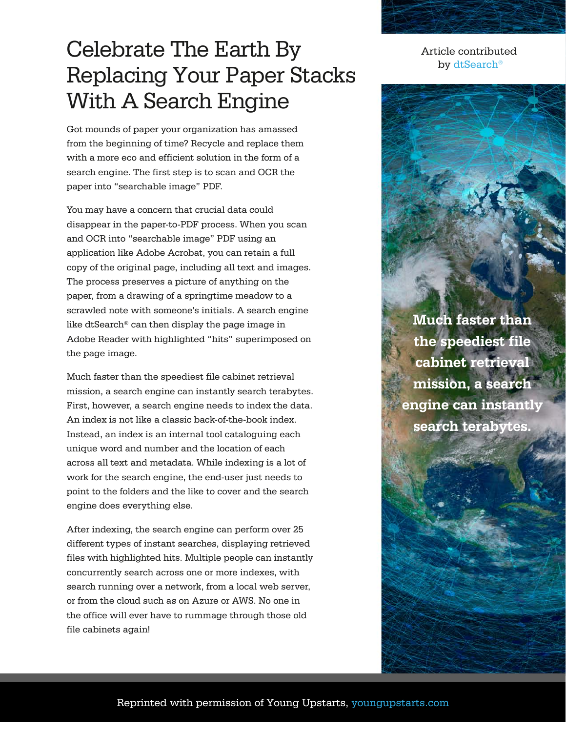# Celebrate The Earth By Replacing Your Paper Stacks With A Search Engine

Article contributed by dtSearch®

Got mounds of paper your organization has amassed from the beginning of time? Recycle and replace them with a more eco and efficient solution in the form of a search engine. The first step is to scan and OCR the paper into "searchable image" PDF.

You may have a concern that crucial data could disappear in the paper-to-PDF process. When you scan and OCR into "searchable image" PDF using an application like Adobe Acrobat, you can retain a full copy of the original page, including all text and images. The process preserves a picture of anything on the paper, from a drawing of a springtime meadow to a scrawled note with someone's initials. A search engine like dtSearch® can then display the page image in Adobe Reader with highlighted "hits" superimposed on the page image.

Much faster than the speediest file cabinet retrieval mission, a search engine can instantly search terabytes. First, however, a search engine needs to index the data. An index is not like a classic back-of-the-book index. Instead, an index is an internal tool cataloguing each unique word and number and the location of each across all text and metadata. While indexing is a lot of work for the search engine, the end-user just needs to point to the folders and the like to cover and the search engine does everything else.

**Much faster than the speediest file cabinet retrieval mission, a search engine can instantly search terabytes.**

After indexing, the search engine can perform over 25 different types of instant searches, displaying retrieved files with highlighted hits. Multiple people can instantly concurrently search across one or more indexes, with search running over a network, from a local web server, or from the cloud such as on Azure or AWS. No one in the office will ever have to rummage through those old file cabinets again!

Reprinted with permission of Young Upstarts, youngupstarts.com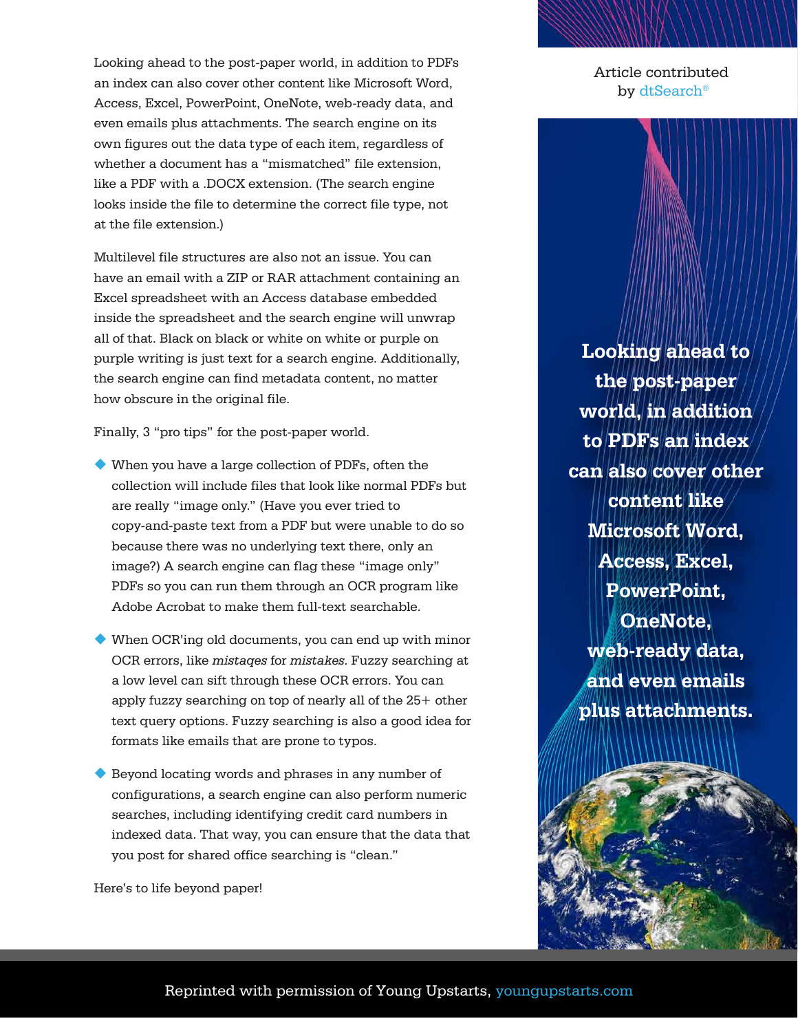Looking ahead to the post-paper world, in addition to PDFs an index can also cover other content like Microsoft Word, Access, Excel, PowerPoint, OneNote, web-ready data, and even emails plus attachments. The search engine on its own figures out the data type of each item, regardless of whether a document has a "mismatched" file extension, like a PDF with a .DOCX extension. (The search engine looks inside the file to determine the correct file type, not at the file extension.)

Multilevel file structures are also not an issue. You can have an email with a ZIP or RAR attachment containing an Excel spreadsheet with an Access database embedded inside the spreadsheet and the search engine will unwrap all of that. Black on black or white on white or purple on purple writing is just text for a search engine. Additionally, the search engine can find metadata content, no matter how obscure in the original file.

Finally, 3 "pro tips" for the post-paper world.

- When you have a large collection of PDFs, often the collection will include files that look like normal PDFs but are really "image only." (Have you ever tried to copy-and-paste text from a PDF but were unable to do so because there was no underlying text there, only an image?) A search engine can flag these "image only" PDFs so you can run them through an OCR program like Adobe Acrobat to make them full-text searchable.
- When OCR'ing old documents, you can end up with minor OCR errors, like *mistaqes* for *mistakes*. Fuzzy searching at a low level can sift through these OCR errors. You can apply fuzzy searching on top of nearly all of the 25+ other text query options. Fuzzy searching is also a good idea for formats like emails that are prone to typos.
- Beyond locating words and phrases in any number of configurations, a search engine can also perform numeric searches, including identifying credit card numbers in indexed data. That way, you can ensure that the data that you post for shared office searching is "clean."

Here's to life beyond paper!

Article contributed by dtSearch®

**Looking ahead to the post-paper world, in addition to PDFs an index can also cover other content like Microsoft Word, Access, Excel, PowerPoint, OneNote, web-ready data, and even emails plus attachments.**

Reprinted with permission of Young Upstarts, youngupstarts.com